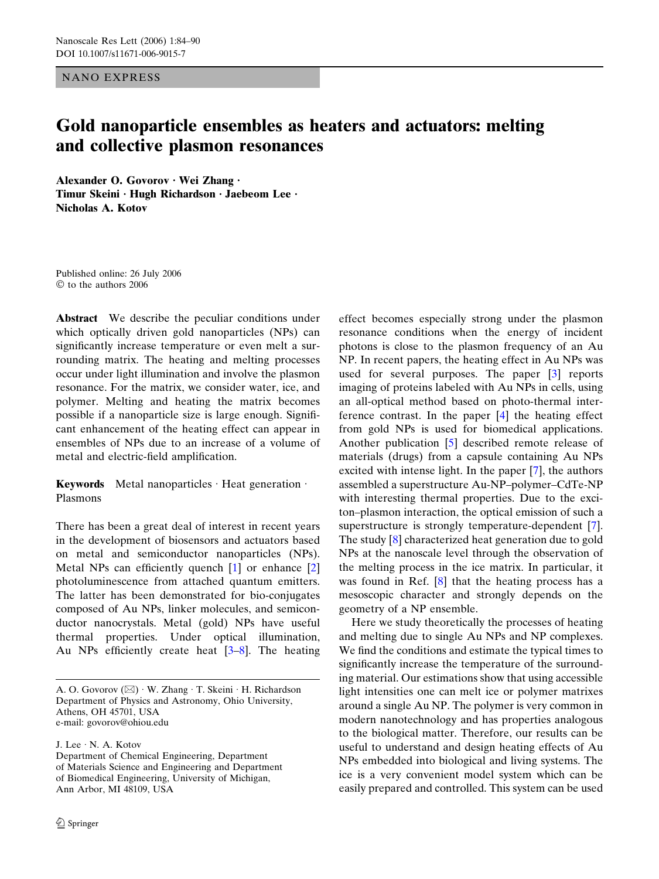NANO EXPRESS

# Gold nanoparticle ensembles as heaters and actuators: melting and collective plasmon resonances

**Alexander O. Govorov · Wei Zhang · Timur Skeini · Hugh Richardson · Jaebeom Lee · Nicholas A. Kotov**

Published online: 26 July 2006
© to the authors 2006

**Abstract** We describe the peculiar conditions under which optically driven gold nanoparticles (NPs) can significantly increase temperature or even melt a surrounding matrix. The heating and melting processes occur under light illumination and involve the plasmon resonance. For the matrix, we consider water, ice, and polymer. Melting and heating the matrix becomes possible if a nanoparticle size is large enough. Significant enhancement of the heating effect can appear in ensembles of NPs due to an increase of a volume of metal and electric-field amplification.

**Keywords** Metal nanoparticles · Heat generation · Plasmons

There has been a great deal of interest in recent years in the development of biosensors and actuators based on metal and semiconductor nanoparticles (NPs). Metal NPs can efficiently quench [1] or enhance [2] photoluminescence from attached quantum emitters. The latter has been demonstrated for bio-conjugates composed of Au NPs, linker molecules, and semiconductor nanocrystals. Metal (gold) NPs have useful thermal properties. Under optical illumination, Au NPs efficiently create heat [3–8]. The heating effect becomes especially strong under the plasmon resonance conditions when the energy of incident photons is close to the plasmon frequency of an Au NP. In recent papers, the heating effect in Au NPs was used for several purposes. The paper [3] reports imaging of proteins labeled with Au NPs in cells, using an all-optical method based on photo-thermal interference contrast. In the paper [4] the heating effect from gold NPs is used for biomedical applications. Another publication [5] described remote release of materials (drugs) from a capsule containing Au NPs excited with intense light. In the paper [7], the authors assembled a superstructure Au-NP–polymer–CdTe-NP with interesting thermal properties. Due to the exciton–plasmon interaction, the optical emission of such a superstructure is strongly temperature-dependent [7]. The study [8] characterized heat generation due to gold NPs at the nanoscale level through the observation of the melting process in the ice matrix. In particular, it was found in Ref. [8] that the heating process has a mesoscopic character and strongly depends on the geometry of a NP ensemble.

Here we study theoretically the processes of heating and melting due to single Au NPs and NP complexes. We find the conditions and estimate the typical times to significantly increase the temperature of the surrounding material. Our estimations show that using accessible light intensities one can melt ice or polymer matrixes around a single Au NP. The polymer is very common in modern nanotechnology and has properties analogous to the biological matter. Therefore, our results can be useful to understand and design heating effects of Au NPs embedded into biological and living systems. The ice is a very convenient model system which can be easily prepared and controlled. This system can be used

A. O. Govorov (✉) · W. Zhang · T. Skeini · H. Richardson
Department of Physics and Astronomy, Ohio University, Athens, OH 45701, USA
e-mail: govorov@ohiou.edu

J. Lee · N. A. Kotov
Department of Chemical Engineering, Department of Materials Science and Engineering and Department of Biomedical Engineering, University of Michigan, Ann Arbor, MI 48109, USA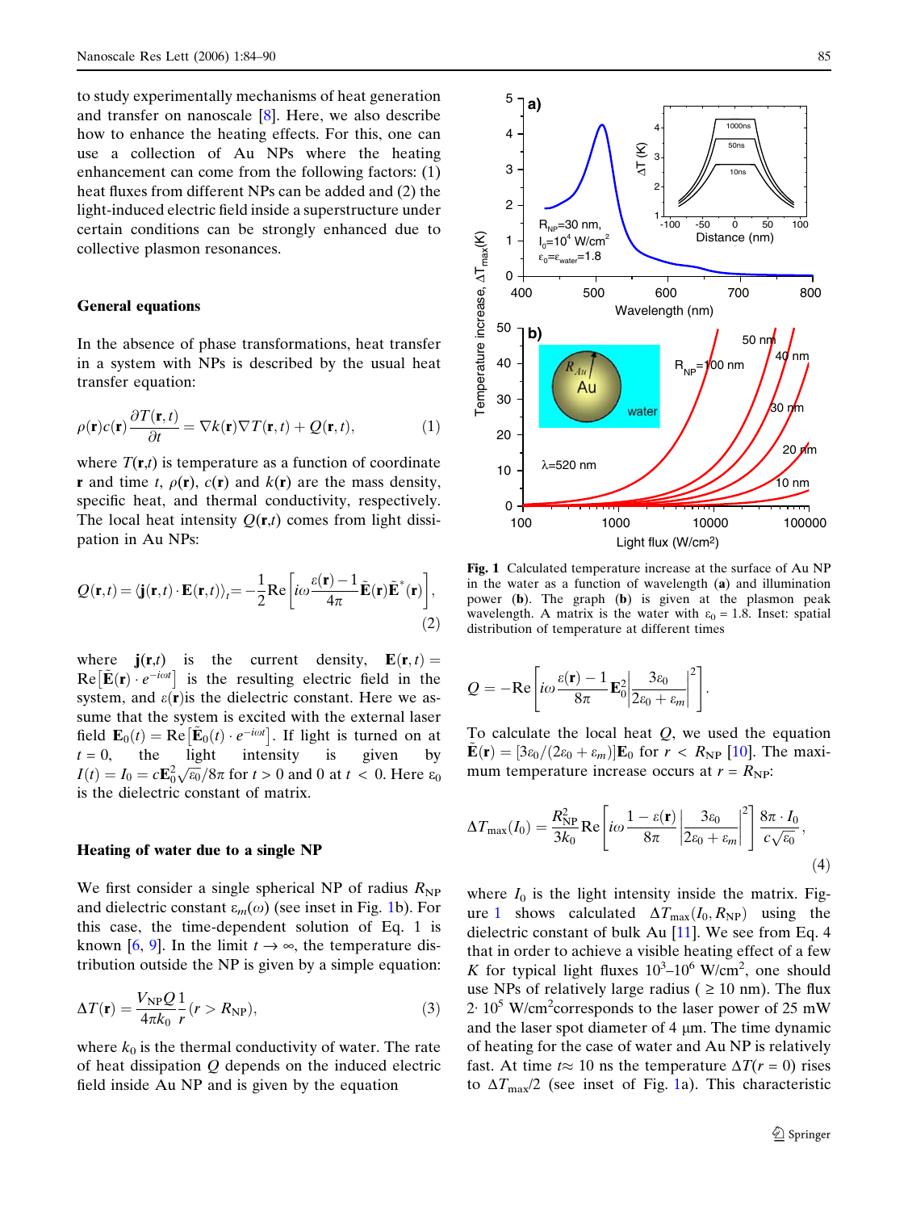to study experimentally mechanisms of heat generation and transfer on nanoscale [8]. Here, we also describe how to enhance the heating effects. For this, one can use a collection of Au NPs where the heating enhancement can come from the following factors: (1) heat fluxes from different NPs can be added and (2) the light-induced electric field inside a superstructure under certain conditions can be strongly enhanced due to collective plasmon resonances.

## General equations

In the absence of phase transformations, heat transfer in a system with NPs is described by the usual heat transfer equation:

$$\rho(\mathbf{r})c(\mathbf{r})\frac{\partial T(\mathbf{r},t)}{\partial t} = \nabla k(\mathbf{r})\nabla T(\mathbf{r},t) + Q(\mathbf{r},t), \quad (1)$$

where $T(\mathbf{r},t)$ is temperature as a function of coordinate $\mathbf{r}$ and time $t$, $\rho(\mathbf{r})$, $c(\mathbf{r})$ and $k(\mathbf{r})$ are the mass density, specific heat, and thermal conductivity, respectively. The local heat intensity $Q(\mathbf{r},t)$ comes from light dissipation in Au NPs:

$$Q(\mathbf{r},t) = \langle \mathbf{j}(\mathbf{r},t)\cdot\mathbf{E}(\mathbf{r},t)\rangle_t = -\frac{1}{2}\mathrm{Re}\left[i\omega\frac{\varepsilon(\mathbf{r})-1}{4\pi}\tilde{\mathbf{E}}(\mathbf{r})\tilde{\mathbf{E}}^*(\mathbf{r})\right], \quad (2)$$

where $\mathbf{j}(\mathbf{r},t)$ is the current density, $\mathbf{E}(\mathbf{r},t) = \mathrm{Re}\left[\tilde{\mathbf{E}}(\mathbf{r})\cdot e^{-i\omega t}\right]$ is the resulting electric field in the system, and $\varepsilon(\mathbf{r})$is the dielectric constant. Here we assume that the system is excited with the external laser field $\mathbf{E}_0(t) = \mathrm{Re}\left[\tilde{\mathbf{E}}_0(t)\cdot e^{-i\omega t}\right]$. If light is turned on at $t = 0$, the light intensity is given by $I(t) = I_0 = c\mathbf{E}_0^2\sqrt{\varepsilon_0}/8\pi$ for $t > 0$ and 0 at $t < 0$. Here $\varepsilon_0$ is the dielectric constant of matrix.

## Heating of water due to a single NP

We first consider a single spherical NP of radius $R_{\mathrm{NP}}$ and dielectric constant $\varepsilon_m(\omega)$ (see inset in Fig. 1b). For this case, the time-dependent solution of Eq. 1 is known [6, 9]. In the limit $t \to \infty$, the temperature distribution outside the NP is given by a simple equation:

$$\Delta T(\mathbf{r}) = \frac{V_{\mathrm{NP}}Q}{4\pi k_0}\frac{1}{r}\,(r > R_{\mathrm{NP}}), \quad (3)$$

where $k_0$ is the thermal conductivity of water. The rate of heat dissipation $Q$ depends on the induced electric field inside Au NP and is given by the equation

Fig. 1 Calculated temperature increase at the surface of Au NP in the water as a function of wavelength (a) and illumination power (b). The graph (b) is given at the plasmon peak wavelength. A matrix is the water with $\varepsilon_0 = 1.8$. Inset: spatial distribution of temperature at different times

$$Q = -\mathrm{Re}\left[i\omega\frac{\varepsilon(\mathbf{r})-1}{8\pi}\mathbf{E}_0^2\left|\frac{3\varepsilon_0}{2\varepsilon_0+\varepsilon_m}\right|^2\right].$$

To calculate the local heat $Q$, we used the equation $\tilde{\mathbf{E}}(\mathbf{r}) = [3\varepsilon_0/(2\varepsilon_0+\varepsilon_m)]\mathbf{E}_0$ for $r < R_{\mathrm{NP}}$ [10]. The maximum temperature increase occurs at $r = R_{\mathrm{NP}}$:

$$\Delta T_{\max}(I_0) = \frac{R_{\mathrm{NP}}^2}{3k_0}\mathrm{Re}\left[i\omega\frac{1-\varepsilon(\mathbf{r})}{8\pi}\left|\frac{3\varepsilon_0}{2\varepsilon_0+\varepsilon_m}\right|^2\right]\frac{8\pi\cdot I_0}{c\sqrt{\varepsilon_0}}, \quad (4)$$

where $I_0$ is the light intensity inside the matrix. Figure 1 shows calculated $\Delta T_{\max}(I_0, R_{\mathrm{NP}})$ using the dielectric constant of bulk Au [11]. We see from Eq. 4 that in order to achieve a visible heating effect of a few $K$ for typical light fluxes $10^3$–$10^6$ W/cm$^2$, one should use NPs of relatively large radius ( $\geq$ 10 nm). The flux $2\cdot 10^5$ W/cm$^2$corresponds to the laser power of 25 mW and the laser spot diameter of 4 µm. The time dynamic of heating for the case of water and Au NP is relatively fast. At time $t \approx$ 10 ns the temperature $\Delta T(r = 0)$ rises to $\Delta T_{\max}/2$ (see inset of Fig. 1a). This characteristic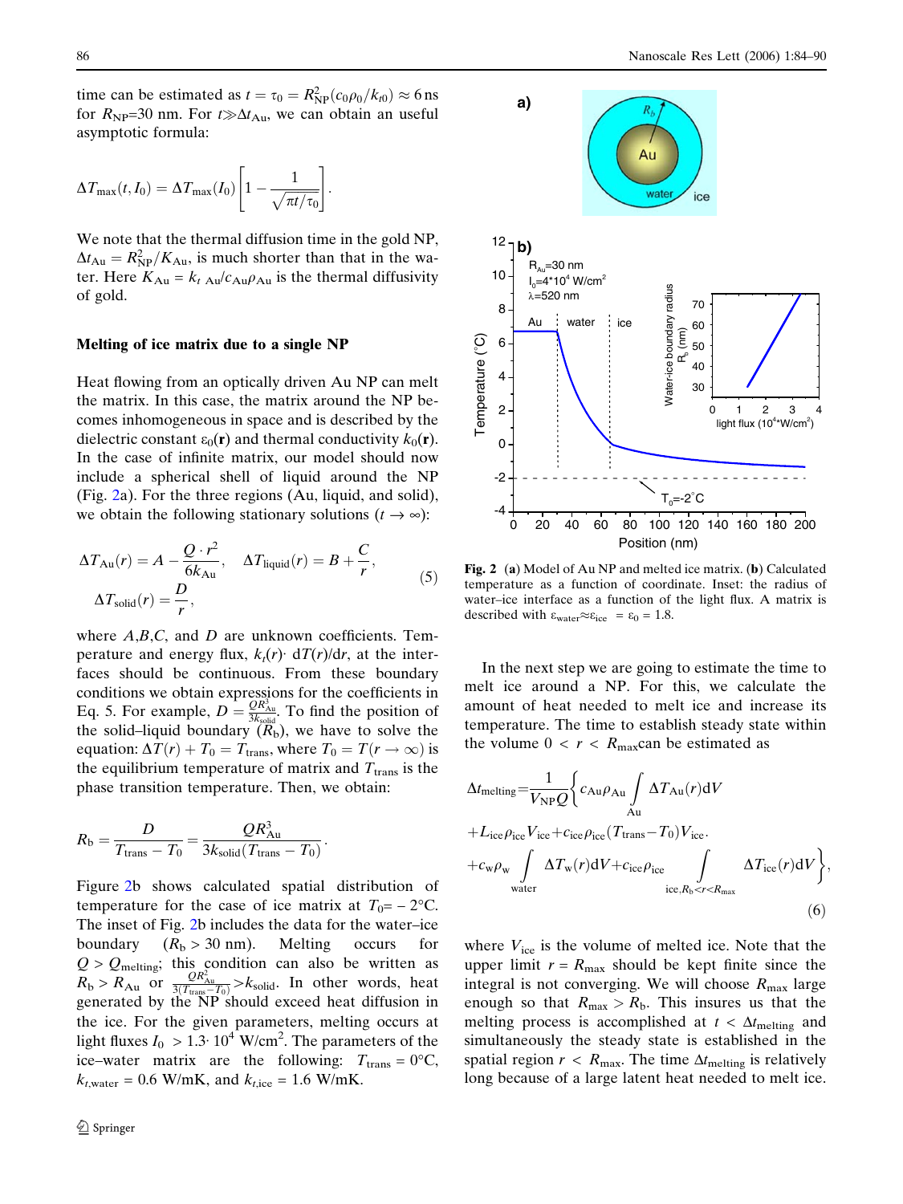time can be estimated as $t = \tau_0 = R_{\rm NP}^2 (c_0\rho_0/k_{t0}) \approx 6$ ns for $R_{\rm NP}$=30 nm. For $t \gg \Delta t_{\rm Au}$, we can obtain an useful asymptotic formula:

$$\Delta T_{\max}(t, I_0) = \Delta T_{\max}(I_0)\left[1 - \frac{1}{\sqrt{\pi t/\tau_0}}\right].$$

We note that the thermal diffusion time in the gold NP, $\Delta t_{\rm Au} = R_{\rm NP}^2/K_{\rm Au}$, is much shorter than that in the water. Here $K_{\rm Au} = k_{t\ \rm Au}/c_{\rm Au}\rho_{\rm Au}$ is the thermal diffusivity of gold.

### Melting of ice matrix due to a single NP

Heat flowing from an optically driven Au NP can melt the matrix. In this case, the matrix around the NP becomes inhomogeneous in space and is described by the dielectric constant $\varepsilon_0(\mathbf{r})$ and thermal conductivity $k_0(\mathbf{r})$. In the case of infinite matrix, our model should now include a spherical shell of liquid around the NP (Fig. 2a). For the three regions (Au, liquid, and solid), we obtain the following stationary solutions ($t \to \infty$):

$$\Delta T_{\rm Au}(r) = A - \frac{Q \cdot r^2}{6k_{\rm Au}}, \quad \Delta T_{\rm liquid}(r) = B + \frac{C}{r}, \quad \Delta T_{\rm solid}(r) = \frac{D}{r}, \tag{5}$$

where $A$,$B$,$C$, and $D$ are unknown coefficients. Temperature and energy flux, $k_t(r)\cdot\, {\rm d}T(r)/{\rm d}r$, at the interfaces should be continuous. From these boundary conditions we obtain expressions for the coefficients in Eq. 5. For example, $D = \frac{QR_{\rm Au}^3}{3k_{\rm solid}}$. To find the position of the solid–liquid boundary ($R_{\rm b}$), we have to solve the equation: $\Delta T(r) + T_0 = T_{\rm trans}$, where $T_0 = T(r \to \infty)$ is the equilibrium temperature of matrix and $T_{\rm trans}$ is the phase transition temperature. Then, we obtain:

$$R_{\rm b} = \frac{D}{T_{\rm trans} - T_0} = \frac{QR_{\rm Au}^3}{3k_{\rm solid}(T_{\rm trans} - T_0)}.$$

Figure 2b shows calculated spatial distribution of temperature for the case of ice matrix at $T_0 = -2$°C. The inset of Fig. 2b includes the data for the water–ice boundary ($R_{\rm b} > 30$ nm). Melting occurs for $Q > Q_{\rm melting}$; this condition can also be written as $R_{\rm b} > R_{\rm Au}$ or $\frac{QR_{\rm Au}^2}{3(T_{\rm trans} - T_0)} > k_{\rm solid}$. In other words, heat generated by the NP should exceed heat diffusion in the ice. For the given parameters, melting occurs at light fluxes $I_0 > 1.3 \cdot 10^4$ W/cm$^2$. The parameters of the ice–water matrix are the following: $T_{\rm trans}$ = 0°C, $k_{t,\rm water}$ = 0.6 W/mK, and $k_{t,\rm ice}$ = 1.6 W/mK.

**Fig. 2** (**a**) Model of Au NP and melted ice matrix. (**b**) Calculated temperature as a function of coordinate. Inset: the radius of water–ice interface as a function of the light flux. A matrix is described with $\varepsilon_{\rm water} \approx \varepsilon_{\rm ice} = \varepsilon_0 = 1.8$.

In the next step we are going to estimate the time to melt ice around a NP. For this, we calculate the amount of heat needed to melt ice and increase its temperature. The time to establish steady state within the volume $0 < r < R_{\max}$ can be estimated as

$$\begin{aligned}\Delta t_{\rm melting} = \frac{1}{V_{\rm NP}Q}\Bigg\{ & c_{\rm Au}\rho_{\rm Au}\int_{\rm Au}\Delta T_{\rm Au}(r){\rm d}V \\ & + L_{\rm ice}\rho_{\rm ice}V_{\rm ice} + c_{\rm ice}\rho_{\rm ice}(T_{\rm trans} - T_0)V_{\rm ice}. \\ & + c_{\rm w}\rho_{\rm w}\int_{\rm water}\Delta T_{\rm w}(r){\rm d}V + c_{\rm ice}\rho_{\rm ice}\int_{{\rm ice}, R_{\rm b}<r<R_{\max}}\Delta T_{\rm ice}(r){\rm d}V\Bigg\},\end{aligned} \tag{6}$$

where $V_{\rm ice}$ is the volume of melted ice. Note that the upper limit $r = R_{\max}$ should be kept finite since the integral is not converging. We will choose $R_{\max}$ large enough so that $R_{\max} > R_{\rm b}$. This insures us that the melting process is accomplished at $t < \Delta t_{\rm melting}$ and simultaneously the steady state is established in the spatial region $r < R_{\max}$. The time $\Delta t_{\rm melting}$ is relatively long because of a large latent heat needed to melt ice.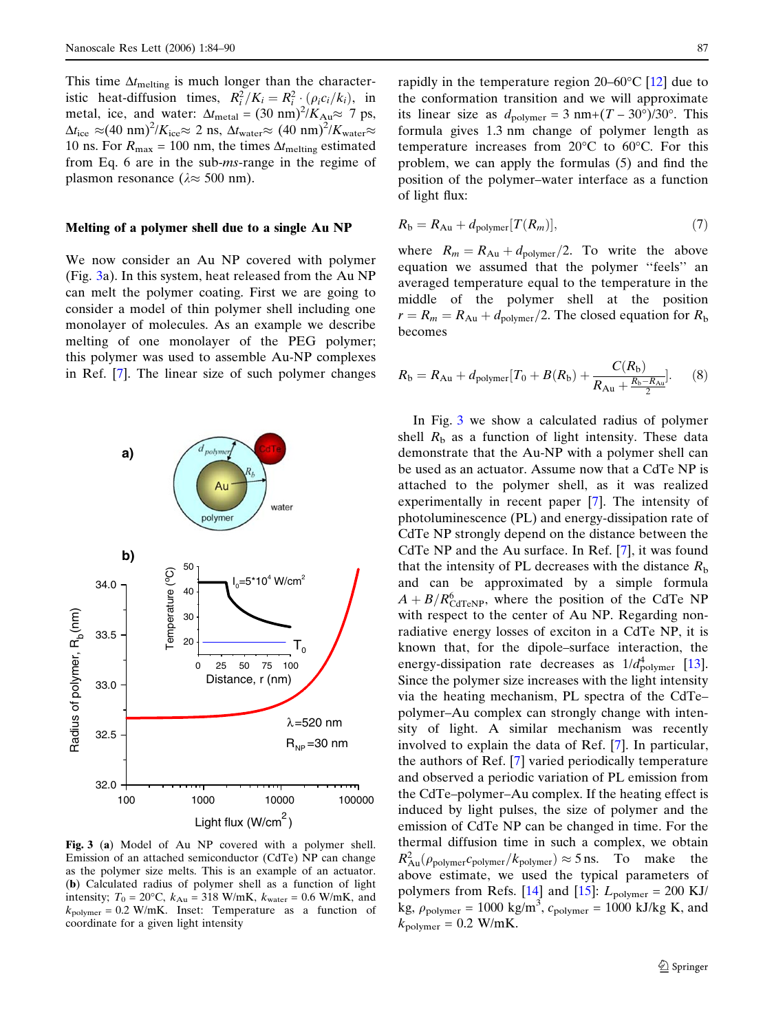This time $\Delta t_{\text{melting}}$ is much longer than the characteristic heat-diffusion times, $R_i^2/K_i = R_i^2 \cdot (\rho_i c_i/k_i)$, in metal, ice, and water: $\Delta t_{\text{metal}} = (30\text{ nm})^2/K_{\text{Au}} \approx 7$ ps, $\Delta t_{\text{ice}} \approx (40\text{ nm})^2/K_{\text{ice}} \approx 2$ ns, $\Delta t_{\text{water}} \approx (40\text{ nm})^2/K_{\text{water}} \approx 10$ ns. For $R_{\text{max}} = 100$ nm, the times $\Delta t_{\text{melting}}$ estimated from Eq. 6 are in the sub-*ms*-range in the regime of plasmon resonance ($\lambda \approx 500$ nm).

### Melting of a polymer shell due to a single Au NP

We now consider an Au NP covered with polymer (Fig. 3a). In this system, heat released from the Au NP can melt the polymer coating. First we are going to consider a model of thin polymer shell including one monolayer of molecules. As an example we describe melting of one monolayer of the PEG polymer; this polymer was used to assemble Au-NP complexes in Ref. [7]. The linear size of such polymer changes rapidly in the temperature region 20–60°C [12] due to the conformation transition and we will approximate its linear size as $d_{\text{polymer}} = 3\text{ nm} + (T - 30°)/30°$. This formula gives 1.3 nm change of polymer length as temperature increases from 20°C to 60°C. For this problem, we can apply the formulas (5) and find the position of the polymer–water interface as a function of light flux:

$$R_{\text{b}} = R_{\text{Au}} + d_{\text{polymer}}[T(R_m)], \tag{7}$$

where $R_m = R_{\text{Au}} + d_{\text{polymer}}/2$. To write the above equation we assumed that the polymer "feels" an averaged temperature equal to the temperature in the middle of the polymer shell at the position $r = R_m = R_{\text{Au}} + d_{\text{polymer}}/2$. The closed equation for $R_{\text{b}}$ becomes

$$R_{\text{b}} = R_{\text{Au}} + d_{\text{polymer}}\left[T_0 + B(R_{\text{b}}) + \frac{C(R_{\text{b}})}{R_{\text{Au}} + \frac{R_{\text{b}} - R_{\text{Au}}}{2}}\right]. \tag{8}$$

In Fig. 3 we show a calculated radius of polymer shell $R_{\text{b}}$ as a function of light intensity. These data demonstrate that the Au-NP with a polymer shell can be used as an actuator. Assume now that a CdTe NP is attached to the polymer shell, as it was realized experimentally in recent paper [7]. The intensity of photoluminescence (PL) and energy-dissipation rate of CdTe NP strongly depend on the distance between the CdTe NP and the Au surface. In Ref. [7], it was found that the intensity of PL decreases with the distance $R_{\text{b}}$ and can be approximated by a simple formula $A + B/R^6_{\text{CdTeNP}}$, where the position of the CdTe NP with respect to the center of Au NP. Regarding non-radiative energy losses of exciton in a CdTe NP, it is known that, for the dipole–surface interaction, the energy-dissipation rate decreases as $1/d^4_{\text{polymer}}$ [13]. Since the polymer size increases with the light intensity via the heating mechanism, PL spectra of the CdTe–polymer–Au complex can strongly change with intensity of light. A similar mechanism was recently involved to explain the data of Ref. [7]. In particular, the authors of Ref. [7] varied periodically temperature and observed a periodic variation of PL emission from the CdTe–polymer–Au complex. If the heating effect is induced by light pulses, the size of polymer and the emission of CdTe NP can be changed in time. For the thermal diffusion time in such a complex, we obtain $R^2_{\text{Au}}(\rho_{\text{polymer}} c_{\text{polymer}}/k_{\text{polymer}}) \approx 5$ ns. To make the above estimate, we used the typical parameters of polymers from Refs. [14] and [15]: $L_{\text{polymer}} = 200$ KJ/kg, $\rho_{\text{polymer}} = 1000$ kg/m$^3$, $c_{\text{polymer}} = 1000$ kJ/kg K, and $k_{\text{polymer}} = 0.2$ W/mK.

**Fig. 3** (**a**) Model of Au NP covered with a polymer shell. Emission of an attached semiconductor (CdTe) NP can change as the polymer size melts. This is an example of an actuator. (**b**) Calculated radius of polymer shell as a function of light intensity; $T_0 = 20$°C, $k_{\text{Au}} = 318$ W/mK, $k_{\text{water}} = 0.6$ W/mK, and $k_{\text{polymer}} = 0.2$ W/mK. Inset: Temperature as a function of coordinate for a given light intensity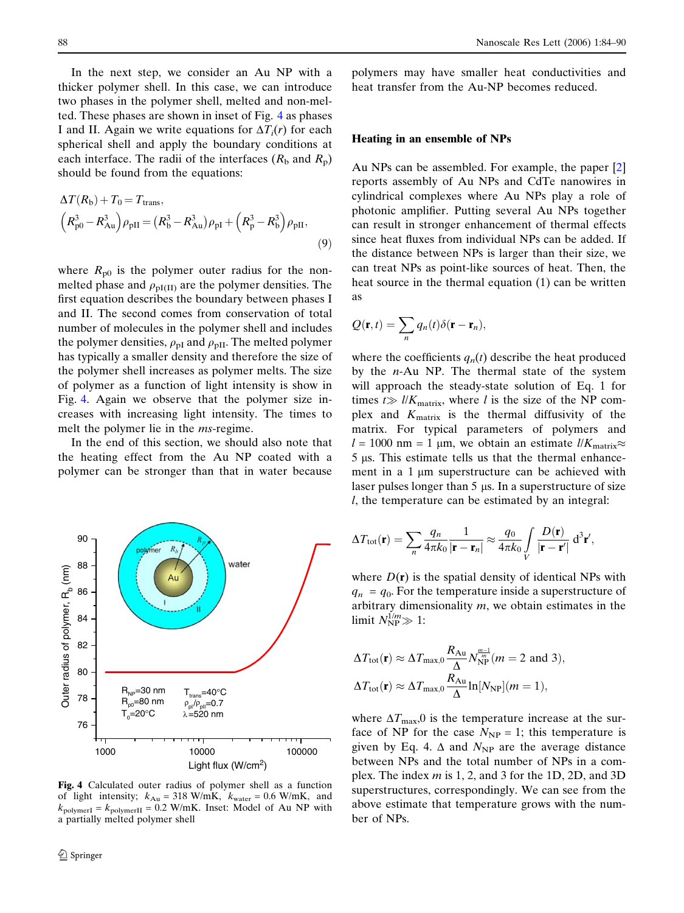In the next step, we consider an Au NP with a thicker polymer shell. In this case, we can introduce two phases in the polymer shell, melted and non-melted. These phases are shown in inset of Fig. 4 as phases I and II. Again we write equations for $\Delta T_i(r)$ for each spherical shell and apply the boundary conditions at each interface. The radii of the interfaces ($R_b$ and $R_p$) should be found from the equations:

$$\Delta T(R_b) + T_0 = T_{trans},$$
$$\left(R_{p0}^3 - R_{Au}^3\right)\rho_{pII} = \left(R_b^3 - R_{Au}^3\right)\rho_{pI} + \left(R_p^3 - R_b^3\right)\rho_{pII}, \tag{9}$$

where $R_{p0}$ is the polymer outer radius for the non-melted phase and $\rho_{pI(II)}$ are the polymer densities. The first equation describes the boundary between phases I and II. The second comes from conservation of total number of molecules in the polymer shell and includes the polymer densities, $\rho_{pI}$ and $\rho_{pII}$. The melted polymer has typically a smaller density and therefore the size of the polymer shell increases as polymer melts. The size of polymer as a function of light intensity is show in Fig. 4. Again we observe that the polymer size increases with increasing light intensity. The times to melt the polymer lie in the *ms*-regime.

In the end of this section, we should also note that the heating effect from the Au NP coated with a polymer can be stronger than that in water because polymers may have smaller heat conductivities and heat transfer from the Au-NP becomes reduced.

**Fig. 4** Calculated outer radius of polymer shell as a function of light intensity; $k_{Au}$ = 318 W/mK, $k_{water}$ = 0.6 W/mK, and $k_{polymerI} = k_{polymerII}$ = 0.2 W/mK. Inset: Model of Au NP with a partially melted polymer shell

## Heating in an ensemble of NPs

Au NPs can be assembled. For example, the paper [2] reports assembly of Au NPs and CdTe nanowires in cylindrical complexes where Au NPs play a role of photonic amplifier. Putting several Au NPs together can result in stronger enhancement of thermal effects since heat fluxes from individual NPs can be added. If the distance between NPs is larger than their size, we can treat NPs as point-like sources of heat. Then, the heat source in the thermal equation (1) can be written as

$$Q(\mathbf{r}, t) = \sum_n q_n(t)\delta(\mathbf{r} - \mathbf{r}_n),$$

where the coefficients $q_n(t)$ describe the heat produced by the $n$-Au NP. The thermal state of the system will approach the steady-state solution of Eq. 1 for times $t \gg l/K_{matrix}$, where $l$ is the size of the NP complex and $K_{matrix}$ is the thermal diffusivity of the matrix. For typical parameters of polymers and $l$ = 1000 nm = 1 μm, we obtain an estimate $l/K_{matrix} \approx$ 5 μs. This estimate tells us that the thermal enhancement in a 1 μm superstructure can be achieved with laser pulses longer than 5 μs. In a superstructure of size $l$, the temperature can be estimated by an integral:

$$\Delta T_{tot}(\mathbf{r}) = \sum_n \frac{q_n}{4\pi k_0} \frac{1}{|\mathbf{r} - \mathbf{r}_n|} \approx \frac{q_0}{4\pi k_0} \int_V \frac{D(\mathbf{r})}{|\mathbf{r} - \mathbf{r}'|} \, d^3\mathbf{r}',$$

where $D(\mathbf{r})$ is the spatial density of identical NPs with $q_n = q_0$. For the temperature inside a superstructure of arbitrary dimensionality $m$, we obtain estimates in the limit $N_{NP}^{1/m} \gg 1$:

$$\Delta T_{tot}(\mathbf{r}) \approx \Delta T_{max,0} \frac{R_{Au}}{\Delta} N_{NP}^{\frac{m-1}{m}} (m = 2 \text{ and } 3),$$
$$\Delta T_{tot}(\mathbf{r}) \approx \Delta T_{max,0} \frac{R_{Au}}{\Delta} \ln[N_{NP}] (m = 1),$$

where $\Delta T_{max}$,0 is the temperature increase at the surface of NP for the case $N_{NP}$ = 1; this temperature is given by Eq. 4. $\Delta$ and $N_{NP}$ are the average distance between NPs and the total number of NPs in a complex. The index $m$ is 1, 2, and 3 for the 1D, 2D, and 3D superstructures, correspondingly. We can see from the above estimate that temperature grows with the number of NPs.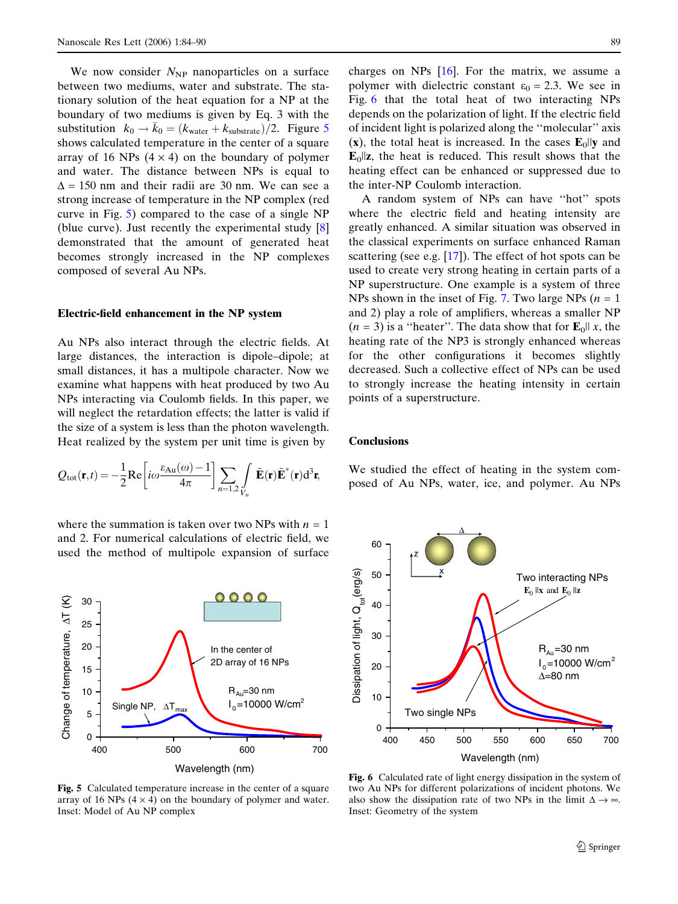We now consider $N_{\rm NP}$ nanoparticles on a surface between two mediums, water and substrate. The stationary solution of the heat equation for a NP at the boundary of two mediums is given by Eq. 3 with the substitution $k_0 \rightarrow \bar{k}_0 = (k_{\rm water} + k_{\rm substrate})/2$. Figure 5 shows calculated temperature in the center of a square array of 16 NPs $(4 \times 4)$ on the boundary of polymer and water. The distance between NPs is equal to $\Delta = 150$ nm and their radii are 30 nm. We can see a strong increase of temperature in the NP complex (red curve in Fig. 5) compared to the case of a single NP (blue curve). Just recently the experimental study [8] demonstrated that the amount of generated heat becomes strongly increased in the NP complexes composed of several Au NPs.

### Electric-field enhancement in the NP system

Au NPs also interact through the electric fields. At large distances, the interaction is dipole–dipole; at small distances, it has a multipole character. Now we examine what happens with heat produced by two Au NPs interacting via Coulomb fields. In this paper, we will neglect the retardation effects; the latter is valid if the size of a system is less than the photon wavelength. Heat realized by the system per unit time is given by

$$Q_{\rm tot}(\mathbf{r},t) = -\frac{1}{2}{\rm Re}\left[i\omega\frac{\varepsilon_{\rm Au}(\omega)-1}{4\pi}\right]\sum_{n=1,2}\int_{V_n}\tilde{\mathbf{E}}(\mathbf{r})\tilde{\mathbf{E}}^*(\mathbf{r}){\rm d}^3\mathbf{r},$$

where the summation is taken over two NPs with $n = 1$ and 2. For numerical calculations of electric field, we used the method of multipole expansion of surface charges on NPs [16]. For the matrix, we assume a polymer with dielectric constant $\varepsilon_0 = 2.3$. We see in Fig. 6 that the total heat of two interacting NPs depends on the polarization of light. If the electric field of incident light is polarized along the "molecular" axis ($\mathbf{x}$), the total heat is increased. In the cases $\mathbf{E}_0 \| \mathbf{y}$ and $\mathbf{E}_0 \| \mathbf{z}$, the heat is reduced. This result shows that the heating effect can be enhanced or suppressed due to the inter-NP Coulomb interaction.

A random system of NPs can have "hot" spots where the electric field and heating intensity are greatly enhanced. A similar situation was observed in the classical experiments on surface enhanced Raman scattering (see e.g. [17]). The effect of hot spots can be used to create very strong heating in certain parts of a NP superstructure. One example is a system of three NPs shown in the inset of Fig. 7. Two large NPs ($n = 1$ and 2) play a role of amplifiers, whereas a smaller NP ($n = 3$) is a "heater". The data show that for $\mathbf{E}_0 \| x$, the heating rate of the NP3 is strongly enhanced whereas for the other configurations it becomes slightly decreased. Such a collective effect of NPs can be used to strongly increase the heating intensity in certain points of a superstructure.

**Fig. 5** Calculated temperature increase in the center of a square array of 16 NPs $(4 \times 4)$ on the boundary of polymer and water. Inset: Model of Au NP complex

**Fig. 6** Calculated rate of light energy dissipation in the system of two Au NPs for different polarizations of incident photons. We also show the dissipation rate of two NPs in the limit $\Delta \rightarrow \infty$. Inset: Geometry of the system

### Conclusions

We studied the effect of heating in the system composed of Au NPs, water, ice, and polymer. Au NPs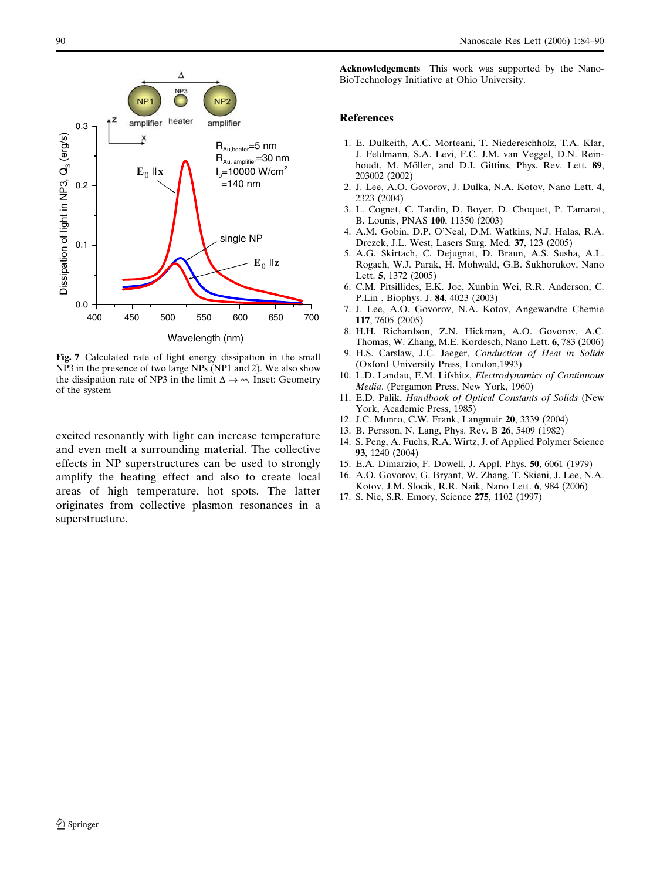Δ

NP1 NP3 NP2

amplifier heater amplifier

z

x

$R_{Au,heater}$=5 nm

$R_{Au, amplifier}$=30 nm

$I_0$=10000 W/cm$^2$

=140 nm

$\mathbf{E}_0 \parallel \mathbf{x}$

single NP

$\mathbf{E}_0 \parallel \mathbf{z}$

Dissipation of light in NP3, $Q_3$ (erg/s)

0.0

0.1

0.2

0.3

400 450 500 550 600 650 700

Wavelength (nm)

**Fig. 7** Calculated rate of light energy dissipation in the small NP3 in the presence of two large NPs (NP1 and 2). We also show the dissipation rate of NP3 in the limit $\Delta \to \infty$. Inset: Geometry of the system

excited resonantly with light can increase temperature and even melt a surrounding material. The collective effects in NP superstructures can be used to strongly amplify the heating effect and also to create local areas of high temperature, hot spots. The latter originates from collective plasmon resonances in a superstructure.

**Acknowledgements** This work was supported by the Nano-BioTechnology Initiative at Ohio University.

## References

1. E. Dulkeith, A.C. Morteani, T. Niedereichholz, T.A. Klar, J. Feldmann, S.A. Levi, F.C. J.M. van Veggel, D.N. Reinhoudt, M. Möller, and D.I. Gittins, Phys. Rev. Lett. **89**, 203002 (2002)
2. J. Lee, A.O. Govorov, J. Dulka, N.A. Kotov, Nano Lett. **4**, 2323 (2004)
3. L. Cognet, C. Tardin, D. Boyer, D. Choquet, P. Tamarat, B. Lounis, PNAS **100**, 11350 (2003)
4. A.M. Gobin, D.P. O'Neal, D.M. Watkins, N.J. Halas, R.A. Drezek, J.L. West, Lasers Surg. Med. **37**, 123 (2005)
5. A.G. Skirtach, C. Dejugnat, D. Braun, A.S. Susha, A.L. Rogach, W.J. Parak, H. Mohwald, G.B. Sukhorukov, Nano Lett. **5**, 1372 (2005)
6. C.M. Pitsillides, E.K. Joe, Xunbin Wei, R.R. Anderson, C. P.Lin , Biophys. J. **84**, 4023 (2003)
7. J. Lee, A.O. Govorov, N.A. Kotov, Angewandte Chemie **117**, 7605 (2005)
8. H.H. Richardson, Z.N. Hickman, A.O. Govorov, A.C. Thomas, W. Zhang, M.E. Kordesch, Nano Lett. **6**, 783 (2006)
9. H.S. Carslaw, J.C. Jaeger, *Conduction of Heat in Solids* (Oxford University Press, London,1993)
10. L.D. Landau, E.M. Lifshitz, *Electrodynamics of Continuous Media*. (Pergamon Press, New York, 1960)
11. E.D. Palik, *Handbook of Optical Constants of Solids* (New York, Academic Press, 1985)
12. J.C. Munro, C.W. Frank, Langmuir **20**, 3339 (2004)
13. B. Persson, N. Lang, Phys. Rev. B **26**, 5409 (1982)
14. S. Peng, A. Fuchs, R.A. Wirtz, J. of Applied Polymer Science **93**, 1240 (2004)
15. E.A. Dimarzio, F. Dowell, J. Appl. Phys. **50**, 6061 (1979)
16. A.O. Govorov, G. Bryant, W. Zhang, T. Skieni, J. Lee, N.A. Kotov, J.M. Slocik, R.R. Naik, Nano Lett. **6**, 984 (2006)
17. S. Nie, S.R. Emory, Science **275**, 1102 (1997)